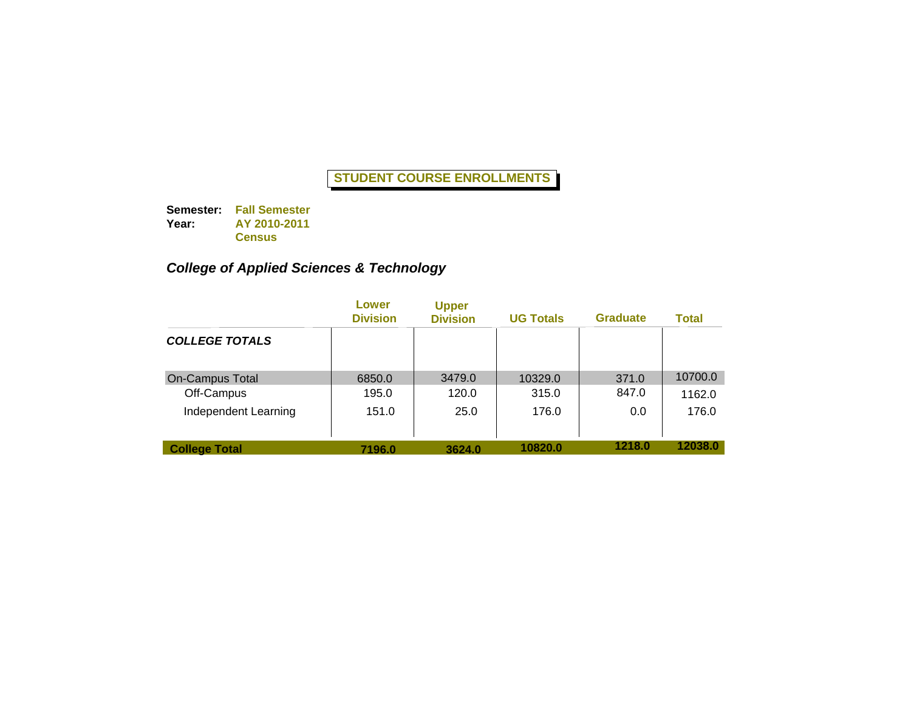# STUDENT COURSE ENROLLMENTS

**Semester:** **Fall Semester**
**Year:** **AY 2010-2011**
**Census**

## *College of Applied Sciences & Technology*

| | Lower Division | Upper Division | UG Totals | Graduate | Total |
|---|---|---|---|---|---|
| ***COLLEGE TOTALS*** | | | | | |
| On-Campus Total | 6850.0 | 3479.0 | 10329.0 | 371.0 | 10700.0 |
| Off-Campus | 195.0 | 120.0 | 315.0 | 847.0 | 1162.0 |
| Independent Learning | 151.0 | 25.0 | 176.0 | 0.0 | 176.0 |
| **College Total** | **7196.0** | **3624.0** | **10820.0** | **1218.0** | **12038.0** |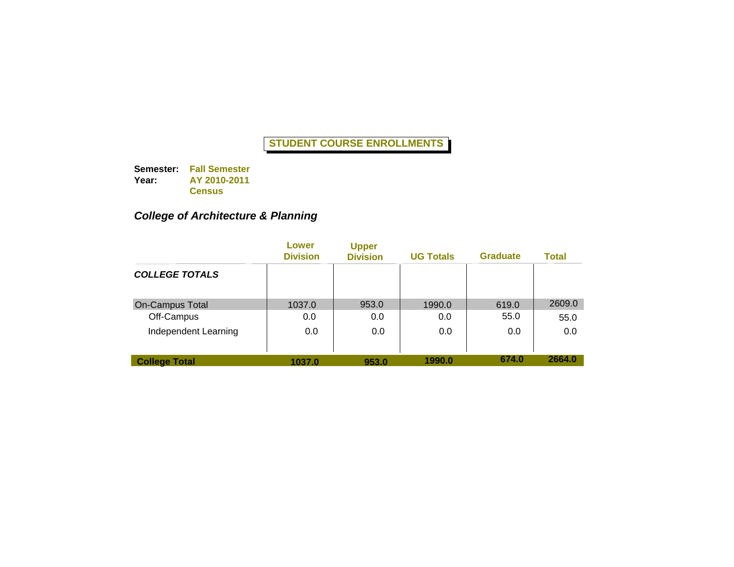# STUDENT COURSE ENROLLMENTS

**Semester:** **Fall Semester**
**Year:** **AY 2010-2011**
**Census**

## *College of Architecture & Planning*

| | Lower Division | Upper Division | UG Totals | Graduate | Total |
|---|---|---|---|---|---|
| ***COLLEGE TOTALS*** | | | | | |
| On-Campus Total | 1037.0 | 953.0 | 1990.0 | 619.0 | 2609.0 |
| Off-Campus | 0.0 | 0.0 | 0.0 | 55.0 | 55.0 |
| Independent Learning | 0.0 | 0.0 | 0.0 | 0.0 | 0.0 |
| **College Total** | **1037.0** | **953.0** | **1990.0** | **674.0** | **2664.0** |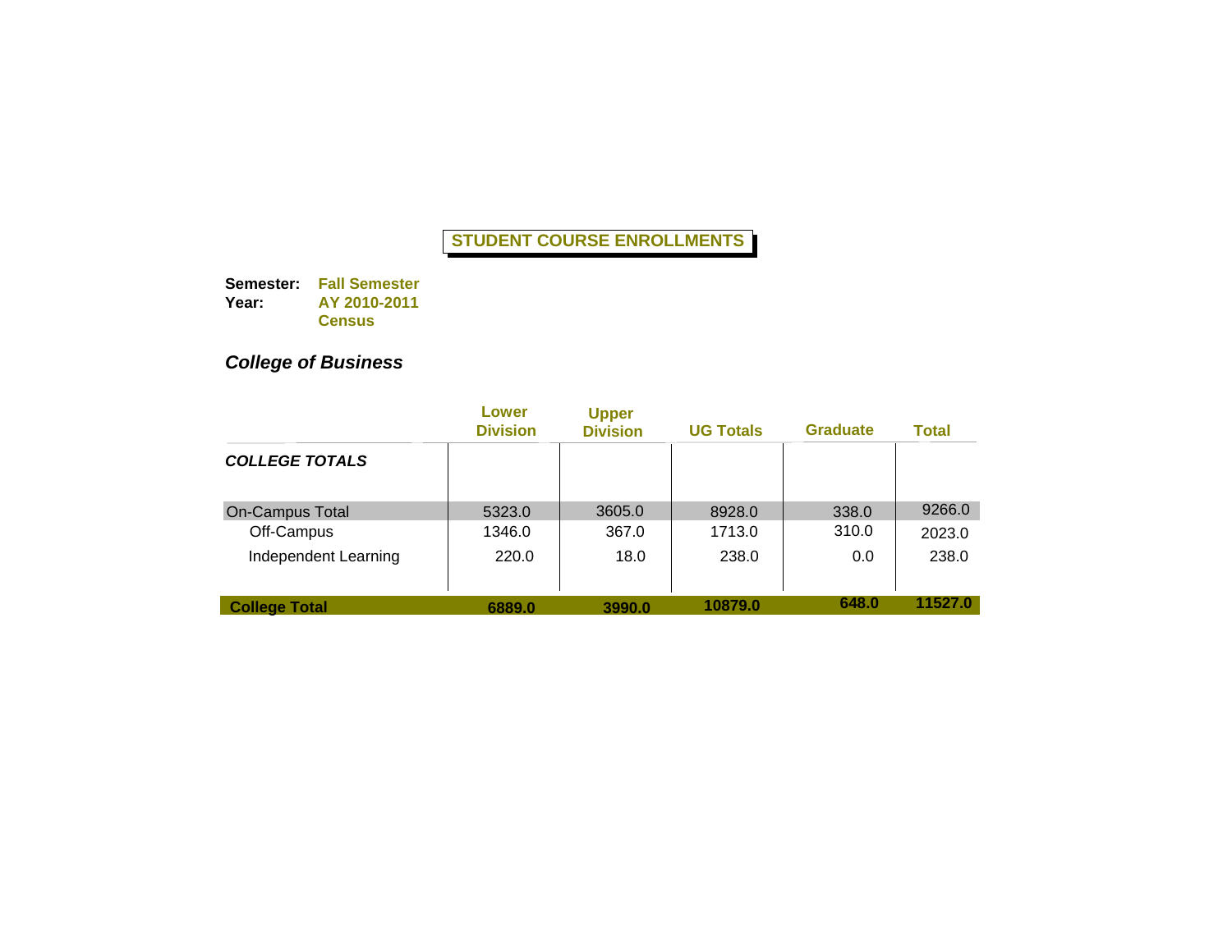## STUDENT COURSE ENROLLMENTS

**Semester:** **Fall Semester**
**Year:** **AY 2010-2011**
**Census**

### *College of Business*

| | Lower Division | Upper Division | UG Totals | Graduate | Total |
|---|---|---|---|---|---|
| ***COLLEGE TOTALS*** | | | | | |
| On-Campus Total | 5323.0 | 3605.0 | 8928.0 | 338.0 | 9266.0 |
| Off-Campus | 1346.0 | 367.0 | 1713.0 | 310.0 | 2023.0 |
| Independent Learning | 220.0 | 18.0 | 238.0 | 0.0 | 238.0 |
| **College Total** | **6889.0** | **3990.0** | **10879.0** | **648.0** | **11527.0** |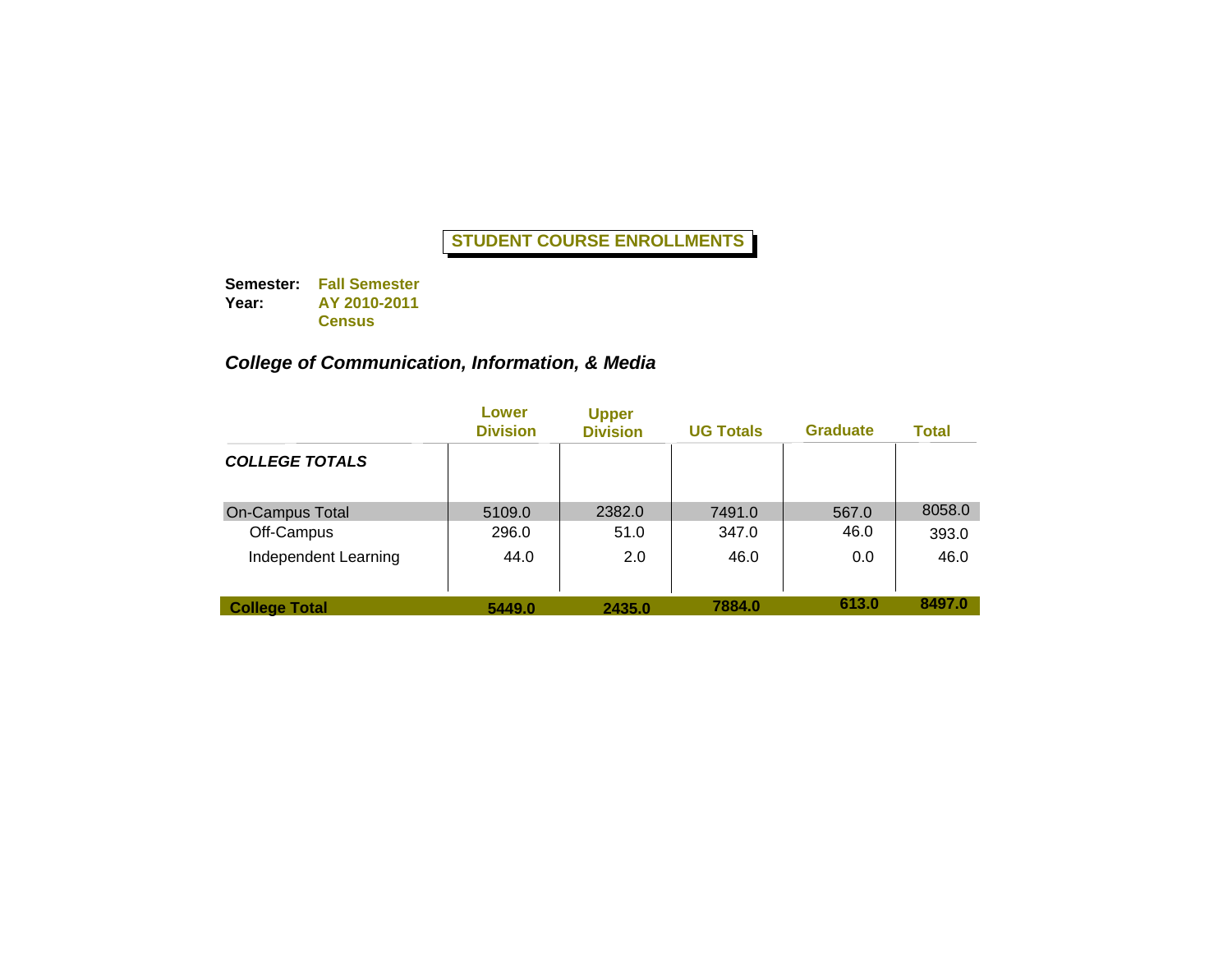**STUDENT COURSE ENROLLMENTS**

**Semester:** **Fall Semester**
**Year:** **AY 2010-2011**
**Census**

***College of Communication, Information, & Media***

| | Lower Division | Upper Division | UG Totals | Graduate | Total |
|---|---|---|---|---|---|
| ***COLLEGE TOTALS*** | | | | | |
| On-Campus Total | 5109.0 | 2382.0 | 7491.0 | 567.0 | 8058.0 |
| Off-Campus | 296.0 | 51.0 | 347.0 | 46.0 | 393.0 |
| Independent Learning | 44.0 | 2.0 | 46.0 | 0.0 | 46.0 |
| **College Total** | **5449.0** | **2435.0** | **7884.0** | **613.0** | **8497.0** |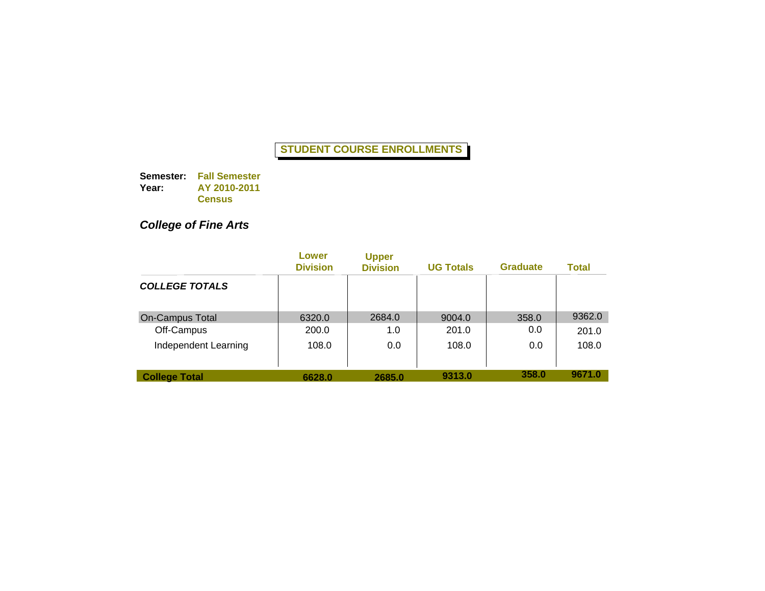# STUDENT COURSE ENROLLMENTS

**Semester:** **Fall Semester**
**Year:** **AY 2010-2011**
**Census**

## *College of Fine Arts*

| | Lower Division | Upper Division | UG Totals | Graduate | Total |
|---|---|---|---|---|---|
| ***COLLEGE TOTALS*** | | | | | |
| On-Campus Total | 6320.0 | 2684.0 | 9004.0 | 358.0 | 9362.0 |
| Off-Campus | 200.0 | 1.0 | 201.0 | 0.0 | 201.0 |
| Independent Learning | 108.0 | 0.0 | 108.0 | 0.0 | 108.0 |
| **College Total** | **6628.0** | **2685.0** | **9313.0** | **358.0** | **9671.0** |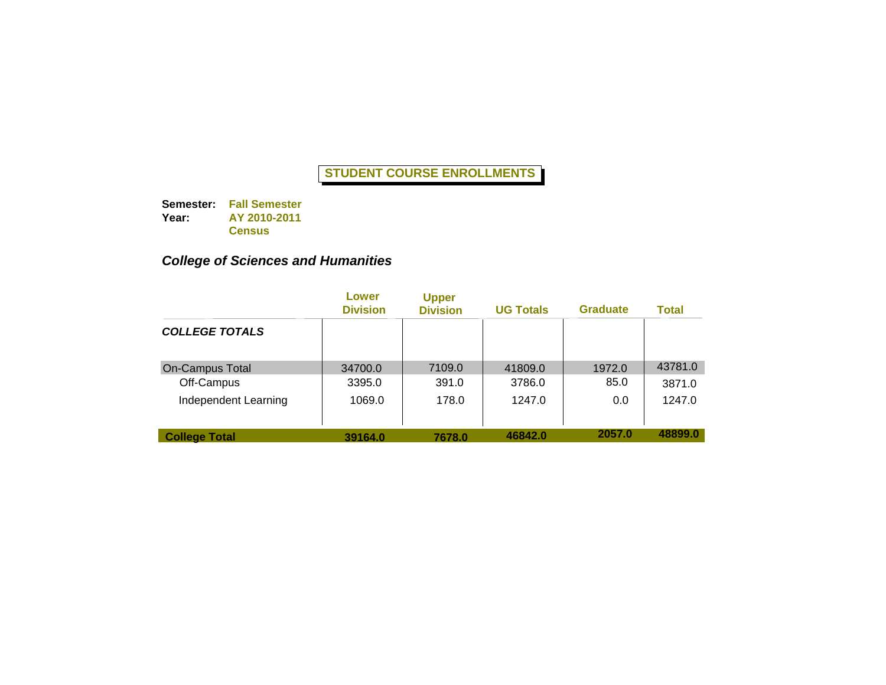## STUDENT COURSE ENROLLMENTS

**Semester:** **Fall Semester**
**Year:** **AY 2010-2011**
**Census**

### *College of Sciences and Humanities*

| | Lower Division | Upper Division | UG Totals | Graduate | Total |
|---|---|---|---|---|---|
| ***COLLEGE TOTALS*** | | | | | |
| On-Campus Total | 34700.0 | 7109.0 | 41809.0 | 1972.0 | 43781.0 |
| Off-Campus | 3395.0 | 391.0 | 3786.0 | 85.0 | 3871.0 |
| Independent Learning | 1069.0 | 178.0 | 1247.0 | 0.0 | 1247.0 |
| **College Total** | **39164.0** | **7678.0** | **46842.0** | **2057.0** | **48899.0** |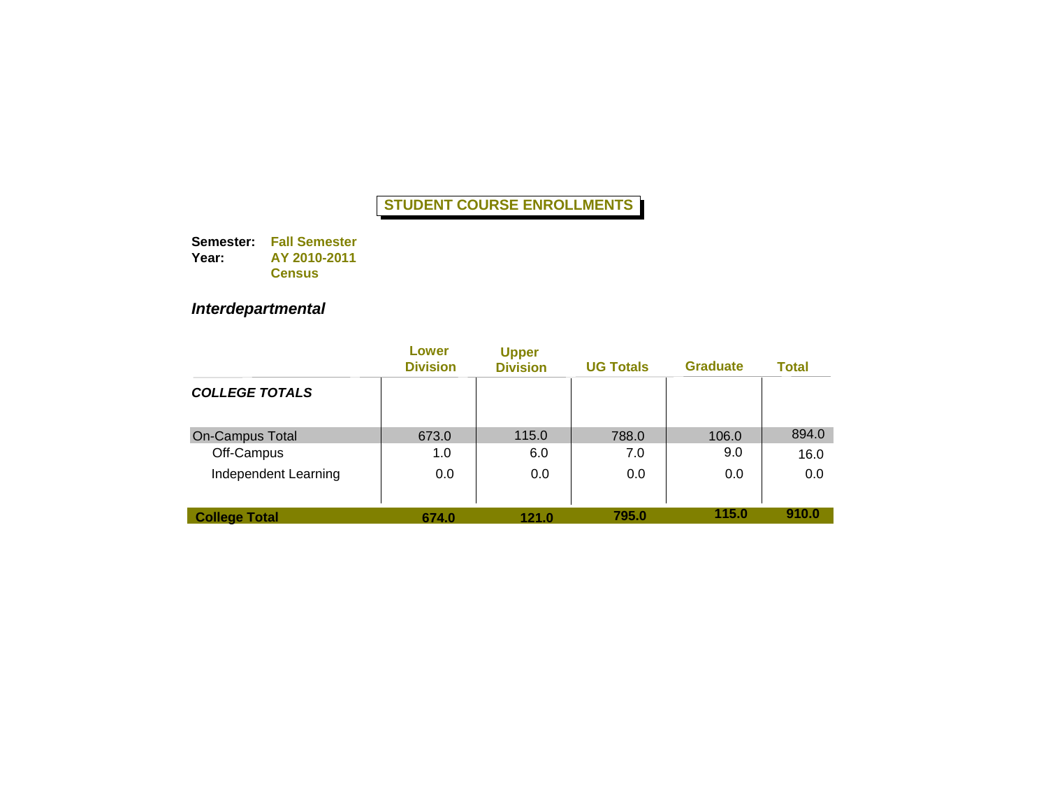# STUDENT COURSE ENROLLMENTS

**Semester:** **Fall Semester**
**Year:** **AY 2010-2011**
**Census**

## *Interdepartmental*

| | Lower Division | Upper Division | UG Totals | Graduate | Total |
|---|---|---|---|---|---|
| ***COLLEGE TOTALS*** | | | | | |
| On-Campus Total | 673.0 | 115.0 | 788.0 | 106.0 | 894.0 |
| Off-Campus | 1.0 | 6.0 | 7.0 | 9.0 | 16.0 |
| Independent Learning | 0.0 | 0.0 | 0.0 | 0.0 | 0.0 |
| **College Total** | **674.0** | **121.0** | **795.0** | **115.0** | **910.0** |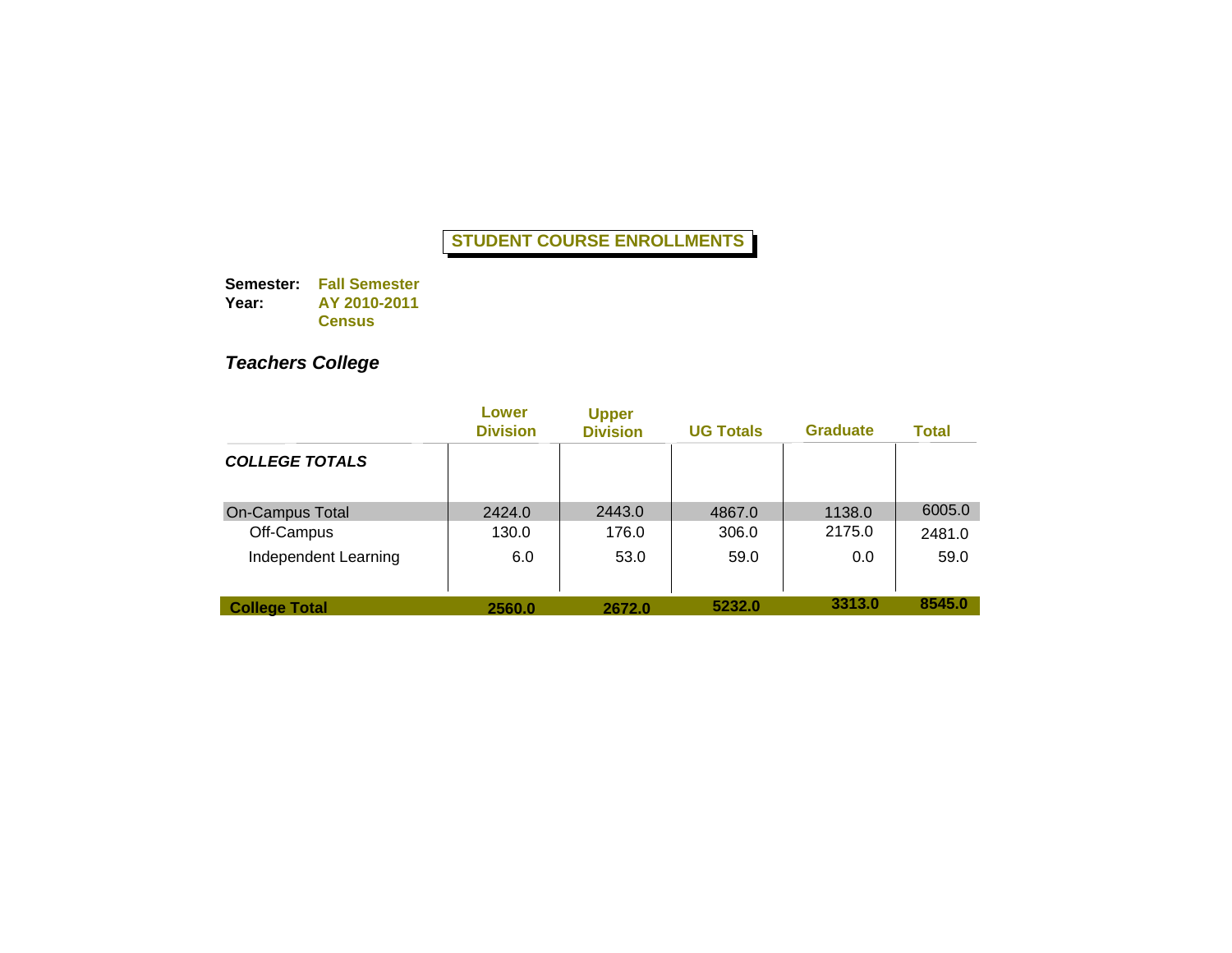**STUDENT COURSE ENROLLMENTS**

**Semester:** **Fall Semester**
**Year:** **AY 2010-2011**
**Census**

***Teachers College***

| | Lower Division | Upper Division | UG Totals | Graduate | Total |
|---|---|---|---|---|---|
| ***COLLEGE TOTALS*** | | | | | |
| On-Campus Total | 2424.0 | 2443.0 | 4867.0 | 1138.0 | 6005.0 |
| Off-Campus | 130.0 | 176.0 | 306.0 | 2175.0 | 2481.0 |
| Independent Learning | 6.0 | 53.0 | 59.0 | 0.0 | 59.0 |
| **College Total** | **2560.0** | **2672.0** | **5232.0** | **3313.0** | **8545.0** |